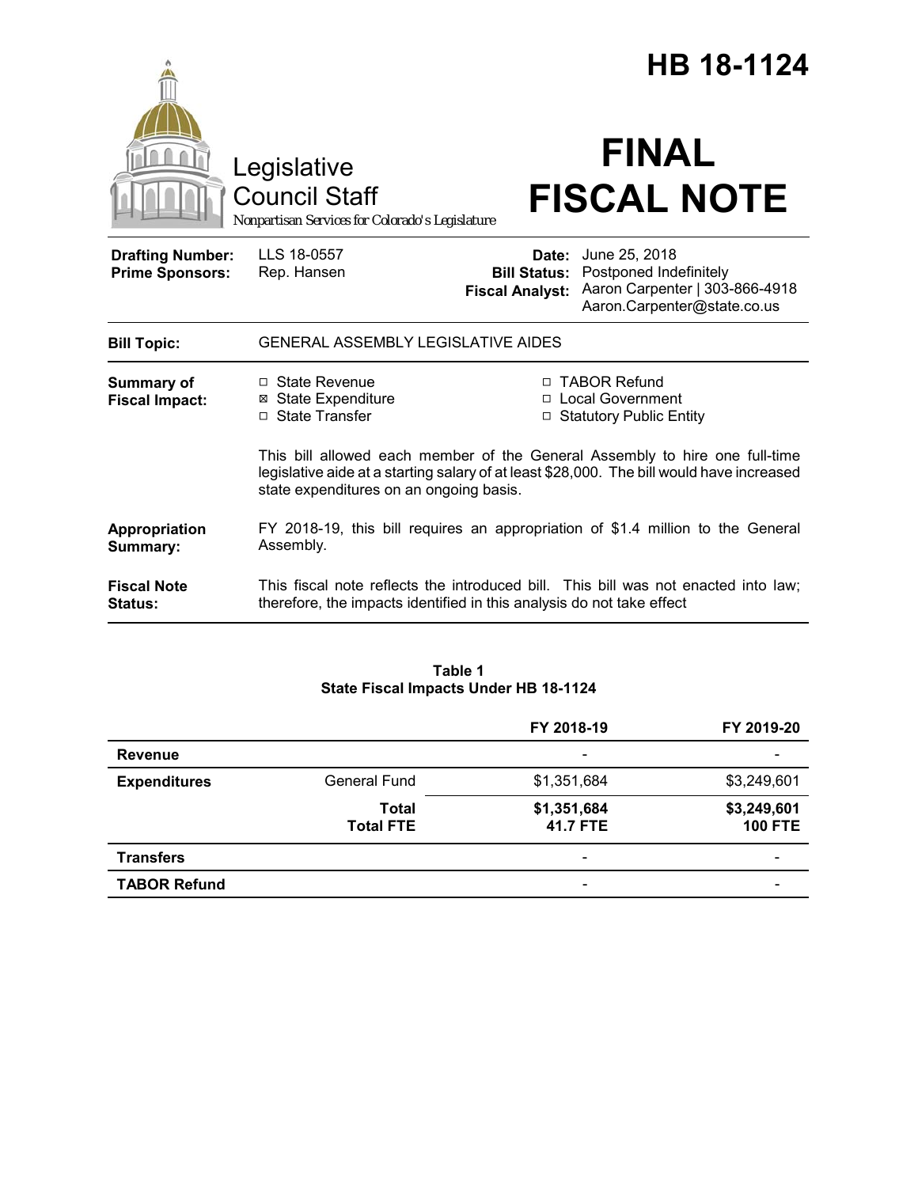# HB 18-1124

Legislative Council Staff

*Nonpartisan Services for Colorado's Legislature*

# FINAL FISCAL NOTE

| | | | |
|---|---|---|---|
| **Drafting Number:** | LLS 18-0557 | **Date:** | June 25, 2018 |
| **Prime Sponsors:** | Rep. Hansen | **Bill Status:** | Postponed Indefinitely |
| | | **Fiscal Analyst:** | Aaron Carpenter \| 303-866-4918 Aaron.Carpenter@state.co.us |

**Bill Topic:** GENERAL ASSEMBLY LEGISLATIVE AIDES

**Summary of Fiscal Impact:**

- ☐ State Revenue
- ☒ State Expenditure
- ☐ State Transfer
- ☐ TABOR Refund
- ☐ Local Government
- ☐ Statutory Public Entity

This bill allowed each member of the General Assembly to hire one full-time legislative aide at a starting salary of at least $28,000. The bill would have increased state expenditures on an ongoing basis.

**Appropriation Summary:** FY 2018-19, this bill requires an appropriation of $1.4 million to the General Assembly.

**Fiscal Note Status:** This fiscal note reflects the introduced bill. This bill was not enacted into law; therefore, the impacts identified in this analysis do not take effect

**Table 1**
**State Fiscal Impacts Under HB 18-1124**

| | | FY 2018-19 | FY 2019-20 |
|---|---|---|---|
| **Revenue** | | - | - |
| **Expenditures** | General Fund | $1,351,684 | $3,249,601 |
| | **Total** | **$1,351,684** | **$3,249,601** |
| | **Total FTE** | **41.7 FTE** | **100 FTE** |
| **Transfers** | | - | - |
| **TABOR Refund** | | - | - |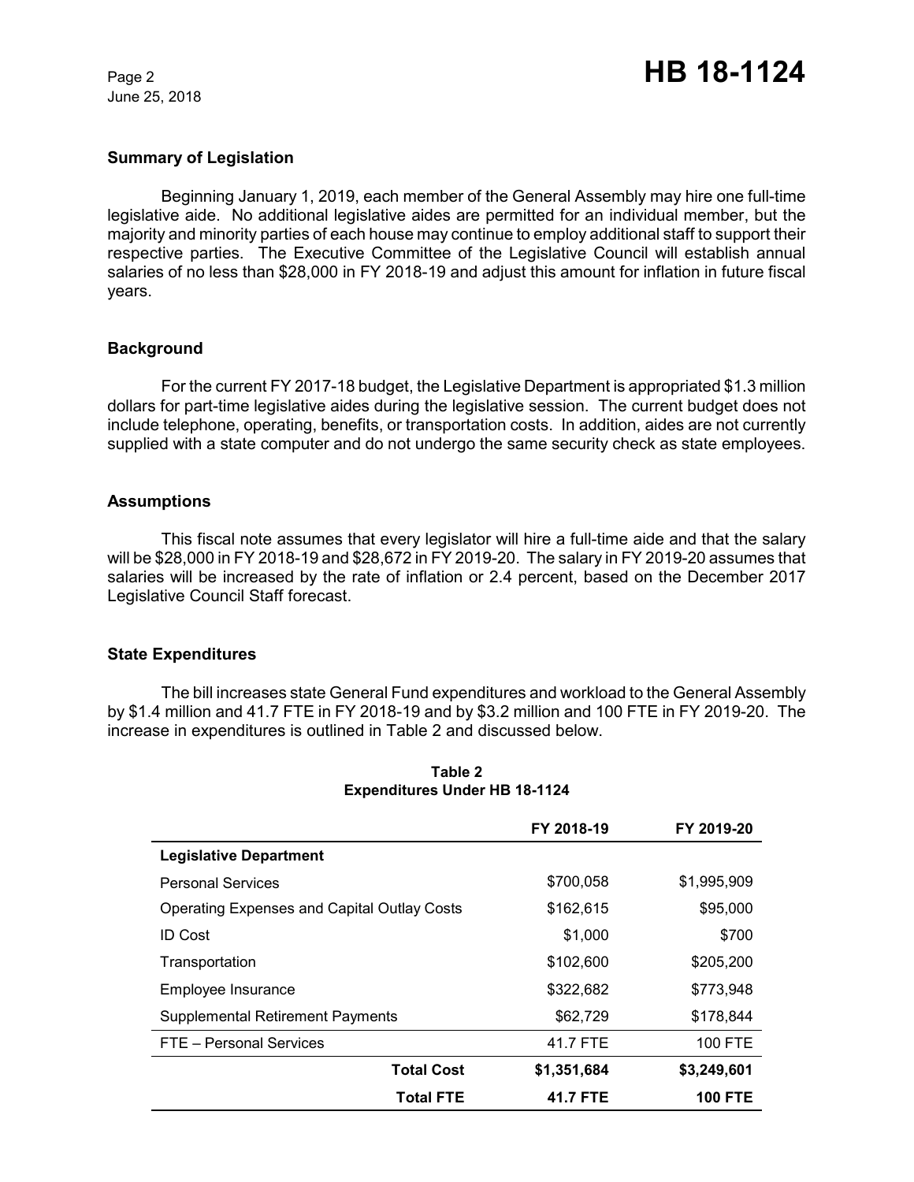## Summary of Legislation

Beginning January 1, 2019, each member of the General Assembly may hire one full-time legislative aide. No additional legislative aides are permitted for an individual member, but the majority and minority parties of each house may continue to employ additional staff to support their respective parties. The Executive Committee of the Legislative Council will establish annual salaries of no less than $28,000 in FY 2018-19 and adjust this amount for inflation in future fiscal years.

## Background

For the current FY 2017-18 budget, the Legislative Department is appropriated $1.3 million dollars for part-time legislative aides during the legislative session. The current budget does not include telephone, operating, benefits, or transportation costs. In addition, aides are not currently supplied with a state computer and do not undergo the same security check as state employees.

## Assumptions

This fiscal note assumes that every legislator will hire a full-time aide and that the salary will be $28,000 in FY 2018-19 and $28,672 in FY 2019-20. The salary in FY 2019-20 assumes that salaries will be increased by the rate of inflation or 2.4 percent, based on the December 2017 Legislative Council Staff forecast.

## State Expenditures

The bill increases state General Fund expenditures and workload to the General Assembly by $1.4 million and 41.7 FTE in FY 2018-19 and by $3.2 million and 100 FTE in FY 2019-20. The increase in expenditures is outlined in Table 2 and discussed below.

**Table 2**
**Expenditures Under HB 18-1124**

| | FY 2018-19 | FY 2019-20 |
|---|---|---|
| **Legislative Department** | | |
| Personal Services | $700,058 | $1,995,909 |
| Operating Expenses and Capital Outlay Costs | $162,615 | $95,000 |
| ID Cost | $1,000 | $700 |
| Transportation | $102,600 | $205,200 |
| Employee Insurance | $322,682 | $773,948 |
| Supplemental Retirement Payments | $62,729 | $178,844 |
| FTE – Personal Services | 41.7 FTE | 100 FTE |
| **Total Cost** | **$1,351,684** | **$3,249,601** |
| **Total FTE** | **41.7 FTE** | **100 FTE** |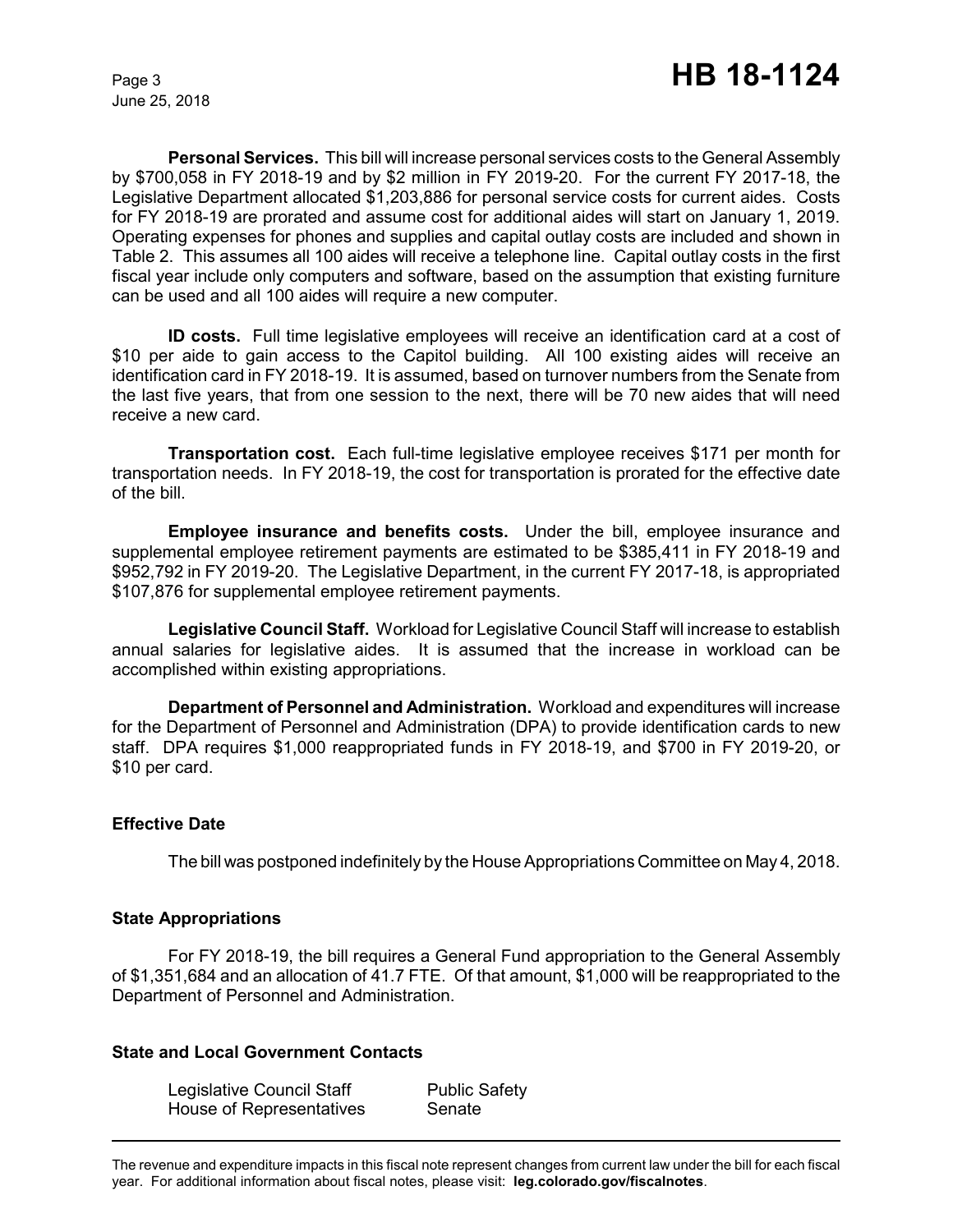**Personal Services.** This bill will increase personal services costs to the General Assembly by $700,058 in FY 2018-19 and by $2 million in FY 2019-20. For the current FY 2017-18, the Legislative Department allocated $1,203,886 for personal service costs for current aides. Costs for FY 2018-19 are prorated and assume cost for additional aides will start on January 1, 2019. Operating expenses for phones and supplies and capital outlay costs are included and shown in Table 2. This assumes all 100 aides will receive a telephone line. Capital outlay costs in the first fiscal year include only computers and software, based on the assumption that existing furniture can be used and all 100 aides will require a new computer.

**ID costs.** Full time legislative employees will receive an identification card at a cost of $10 per aide to gain access to the Capitol building. All 100 existing aides will receive an identification card in FY 2018-19. It is assumed, based on turnover numbers from the Senate from the last five years, that from one session to the next, there will be 70 new aides that will need receive a new card.

**Transportation cost.** Each full-time legislative employee receives $171 per month for transportation needs. In FY 2018-19, the cost for transportation is prorated for the effective date of the bill.

**Employee insurance and benefits costs.** Under the bill, employee insurance and supplemental employee retirement payments are estimated to be $385,411 in FY 2018-19 and $952,792 in FY 2019-20. The Legislative Department, in the current FY 2017-18, is appropriated $107,876 for supplemental employee retirement payments.

**Legislative Council Staff.** Workload for Legislative Council Staff will increase to establish annual salaries for legislative aides. It is assumed that the increase in workload can be accomplished within existing appropriations.

**Department of Personnel and Administration.** Workload and expenditures will increase for the Department of Personnel and Administration (DPA) to provide identification cards to new staff. DPA requires $1,000 reappropriated funds in FY 2018-19, and $700 in FY 2019-20, or $10 per card.

### Effective Date

The bill was postponed indefinitely by the House Appropriations Committee on May 4, 2018.

### State Appropriations

For FY 2018-19, the bill requires a General Fund appropriation to the General Assembly of $1,351,684 and an allocation of 41.7 FTE. Of that amount, $1,000 will be reappropriated to the Department of Personnel and Administration.

### State and Local Government Contacts

| | |
|---|---|
| Legislative Council Staff | Public Safety |
| House of Representatives | Senate |

The revenue and expenditure impacts in this fiscal note represent changes from current law under the bill for each fiscal year. For additional information about fiscal notes, please visit: **leg.colorado.gov/fiscalnotes**.